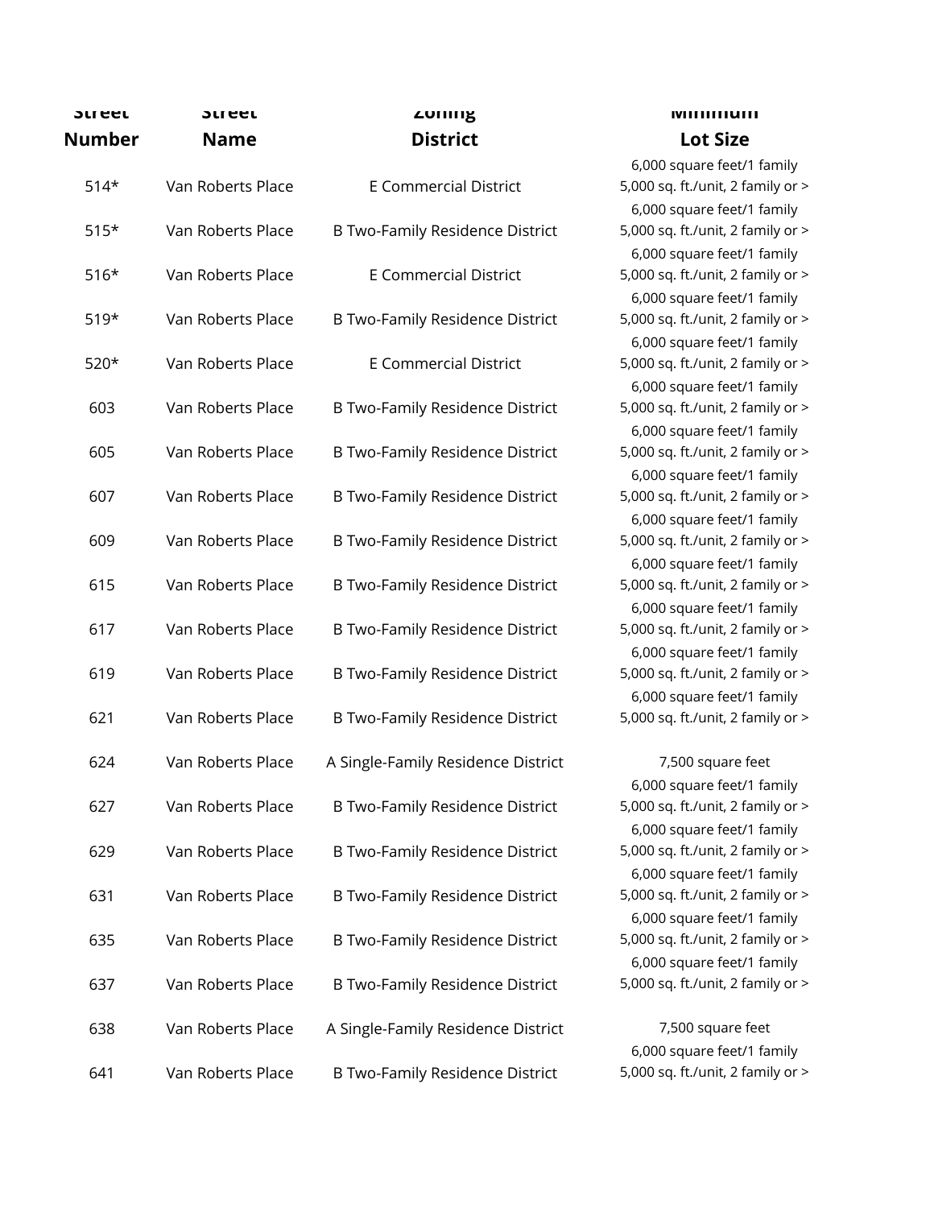| Street Number | Street Name | Zoning District | Minimum Lot Size |
|---|---|---|---|
| 514* | Van Roberts Place | E Commercial District | 6,000 square feet/1 family 5,000 sq. ft./unit, 2 family or > |
| 515* | Van Roberts Place | B Two-Family Residence District | 6,000 square feet/1 family 5,000 sq. ft./unit, 2 family or > |
| 516* | Van Roberts Place | E Commercial District | 6,000 square feet/1 family 5,000 sq. ft./unit, 2 family or > |
| 519* | Van Roberts Place | B Two-Family Residence District | 6,000 square feet/1 family 5,000 sq. ft./unit, 2 family or > |
| 520* | Van Roberts Place | E Commercial District | 6,000 square feet/1 family 5,000 sq. ft./unit, 2 family or > |
| 603 | Van Roberts Place | B Two-Family Residence District | 6,000 square feet/1 family 5,000 sq. ft./unit, 2 family or > |
| 605 | Van Roberts Place | B Two-Family Residence District | 6,000 square feet/1 family 5,000 sq. ft./unit, 2 family or > |
| 607 | Van Roberts Place | B Two-Family Residence District | 6,000 square feet/1 family 5,000 sq. ft./unit, 2 family or > |
| 609 | Van Roberts Place | B Two-Family Residence District | 6,000 square feet/1 family 5,000 sq. ft./unit, 2 family or > |
| 615 | Van Roberts Place | B Two-Family Residence District | 6,000 square feet/1 family 5,000 sq. ft./unit, 2 family or > |
| 617 | Van Roberts Place | B Two-Family Residence District | 6,000 square feet/1 family 5,000 sq. ft./unit, 2 family or > |
| 619 | Van Roberts Place | B Two-Family Residence District | 6,000 square feet/1 family 5,000 sq. ft./unit, 2 family or > |
| 621 | Van Roberts Place | B Two-Family Residence District | 6,000 square feet/1 family 5,000 sq. ft./unit, 2 family or > |
| 624 | Van Roberts Place | A Single-Family Residence District | 7,500 square feet |
| 627 | Van Roberts Place | B Two-Family Residence District | 6,000 square feet/1 family 5,000 sq. ft./unit, 2 family or > |
| 629 | Van Roberts Place | B Two-Family Residence District | 6,000 square feet/1 family 5,000 sq. ft./unit, 2 family or > |
| 631 | Van Roberts Place | B Two-Family Residence District | 6,000 square feet/1 family 5,000 sq. ft./unit, 2 family or > |
| 635 | Van Roberts Place | B Two-Family Residence District | 6,000 square feet/1 family 5,000 sq. ft./unit, 2 family or > |
| 637 | Van Roberts Place | B Two-Family Residence District | 6,000 square feet/1 family 5,000 sq. ft./unit, 2 family or > |
| 638 | Van Roberts Place | A Single-Family Residence District | 7,500 square feet |
| 641 | Van Roberts Place | B Two-Family Residence District | 6,000 square feet/1 family 5,000 sq. ft./unit, 2 family or > |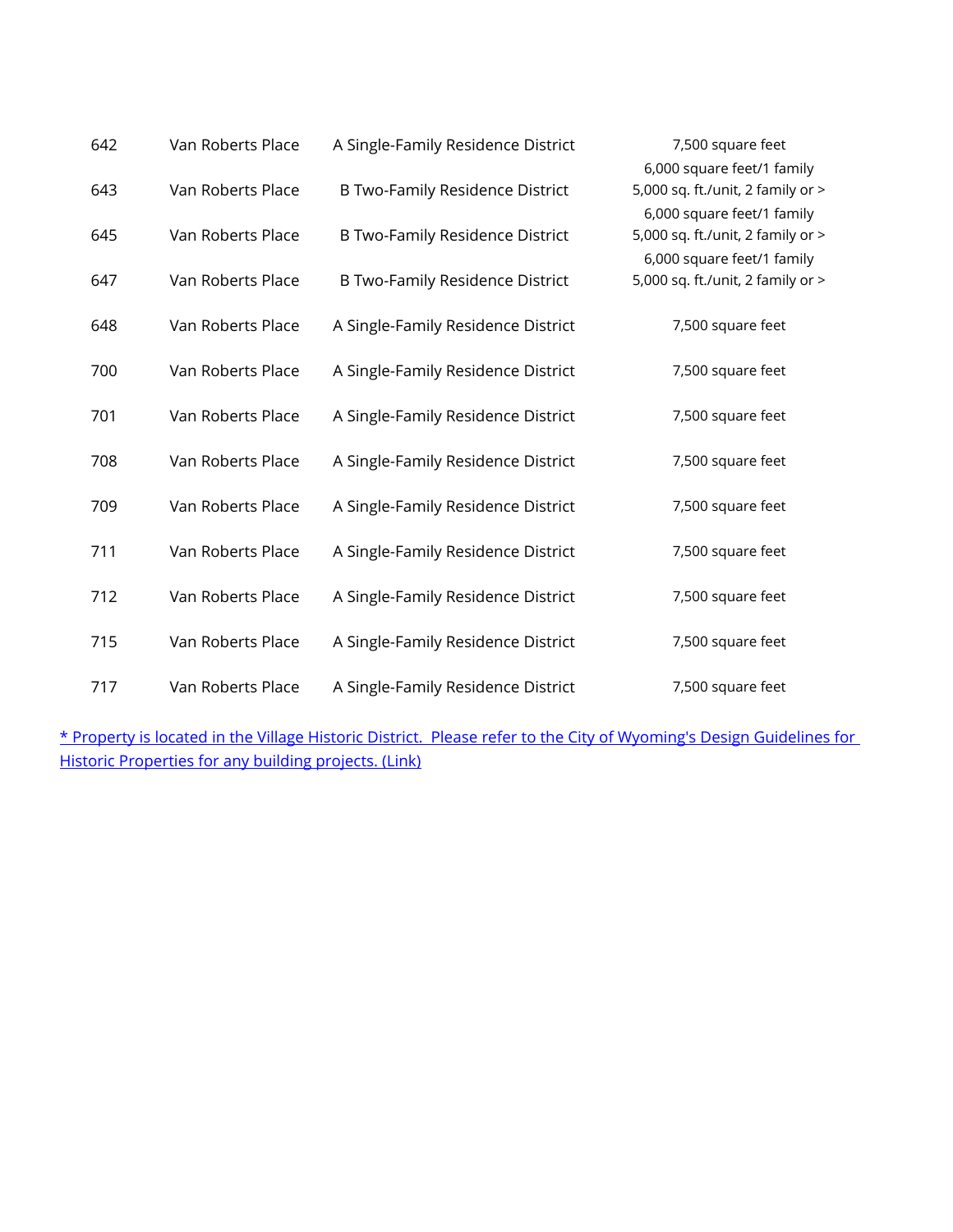| | | | |
|---|---|---|---|
| 642 | Van Roberts Place | A Single-Family Residence District | 7,500 square feet |
| 643 | Van Roberts Place | B Two-Family Residence District | 6,000 square feet/1 family 5,000 sq. ft./unit, 2 family or > |
| 645 | Van Roberts Place | B Two-Family Residence District | 6,000 square feet/1 family 5,000 sq. ft./unit, 2 family or > |
| 647 | Van Roberts Place | B Two-Family Residence District | 6,000 square feet/1 family 5,000 sq. ft./unit, 2 family or > |
| 648 | Van Roberts Place | A Single-Family Residence District | 7,500 square feet |
| 700 | Van Roberts Place | A Single-Family Residence District | 7,500 square feet |
| 701 | Van Roberts Place | A Single-Family Residence District | 7,500 square feet |
| 708 | Van Roberts Place | A Single-Family Residence District | 7,500 square feet |
| 709 | Van Roberts Place | A Single-Family Residence District | 7,500 square feet |
| 711 | Van Roberts Place | A Single-Family Residence District | 7,500 square feet |
| 712 | Van Roberts Place | A Single-Family Residence District | 7,500 square feet |
| 715 | Van Roberts Place | A Single-Family Residence District | 7,500 square feet |
| 717 | Van Roberts Place | A Single-Family Residence District | 7,500 square feet |

* Property is located in the Village Historic District. Please refer to the City of Wyoming's Design Guidelines for Historic Properties for any building projects. (Link)